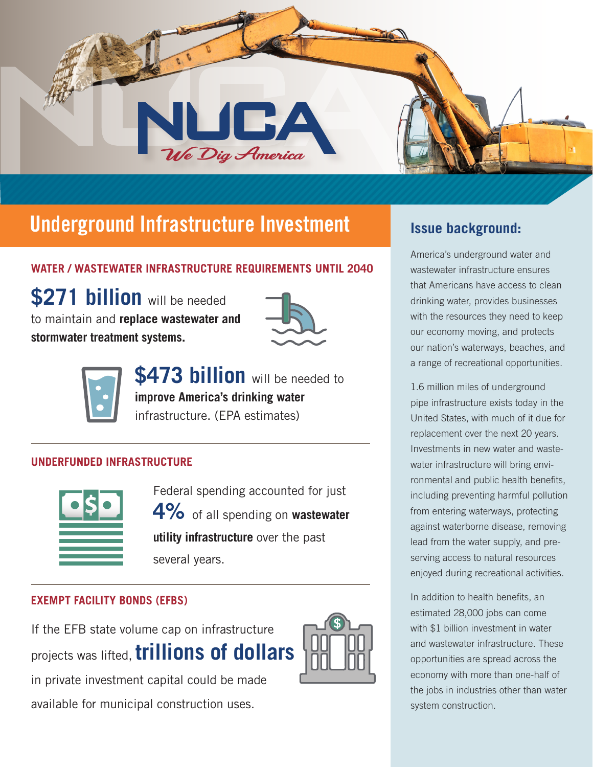# NUCA

*We Dig America*

## Underground Infrastructure Investment

### WATER / WASTEWATER INFRASTRUCTURE REQUIREMENTS UNTIL 2040

**$271 billion** will be needed to maintain and **replace wastewater and stormwater treatment systems.**

**$473 billion** will be needed to **improve America's drinking water** infrastructure. (EPA estimates)

### UNDERFUNDED INFRASTRUCTURE

Federal spending accounted for just **4%** of all spending on **wastewater utility infrastructure** over the past several years.

### EXEMPT FACILITY BONDS (EFBS)

If the EFB state volume cap on infrastructure projects was lifted, **trillions of dollars** in private investment capital could be made available for municipal construction uses.

## Issue background:

America's underground water and wastewater infrastructure ensures that Americans have access to clean drinking water, provides businesses with the resources they need to keep our economy moving, and protects our nation's waterways, beaches, and a range of recreational opportunities.

1.6 million miles of underground pipe infrastructure exists today in the United States, with much of it due for replacement over the next 20 years. Investments in new water and wastewater infrastructure will bring environmental and public health benefits, including preventing harmful pollution from entering waterways, protecting against waterborne disease, removing lead from the water supply, and preserving access to natural resources enjoyed during recreational activities.

In addition to health benefits, an estimated 28,000 jobs can come with $1 billion investment in water and wastewater infrastructure. These opportunities are spread across the economy with more than one-half of the jobs in industries other than water system construction.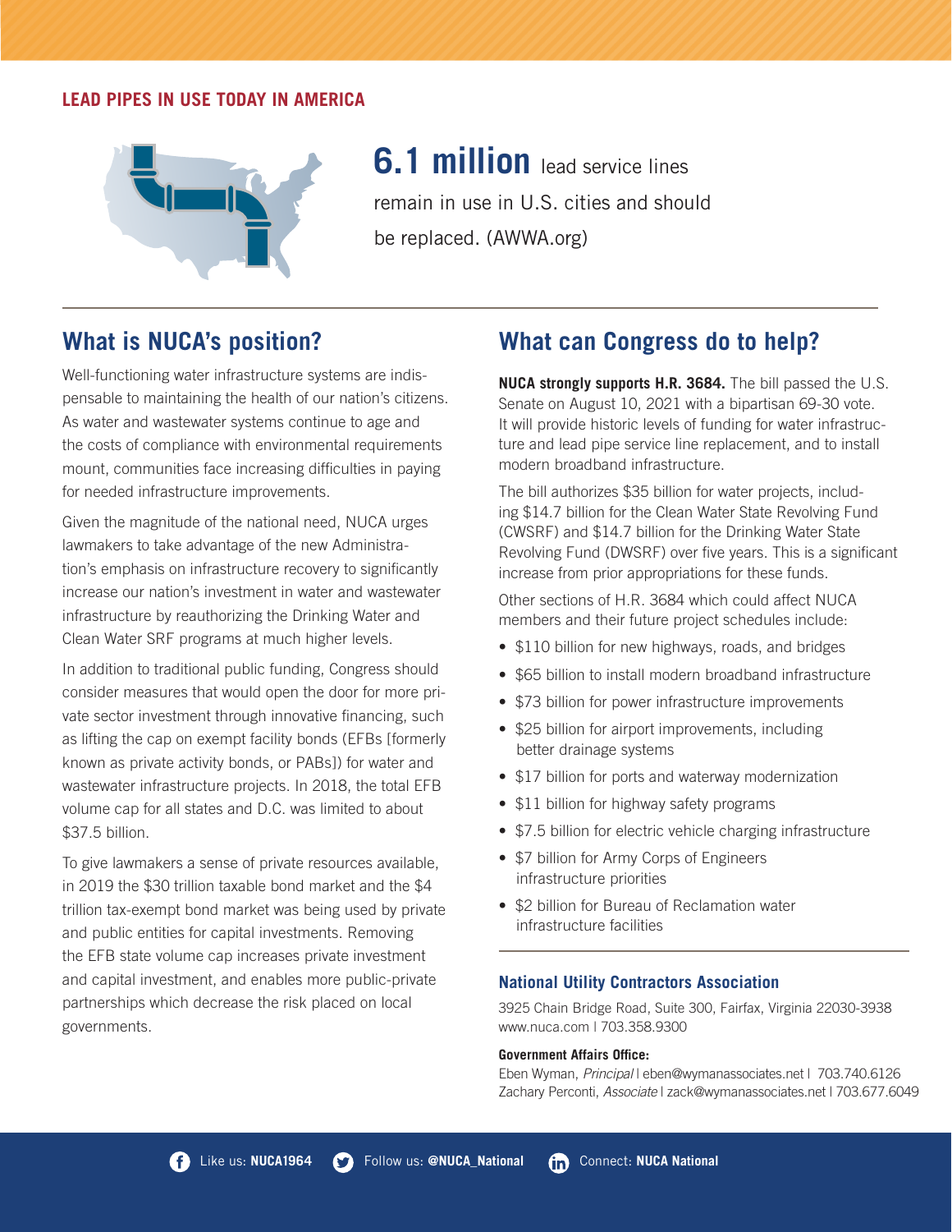## LEAD PIPES IN USE TODAY IN AMERICA

**6.1 million** lead service lines remain in use in U.S. cities and should be replaced. (AWWA.org)

## What is NUCA's position?

Well-functioning water infrastructure systems are indispensable to maintaining the health of our nation's citizens. As water and wastewater systems continue to age and the costs of compliance with environmental requirements mount, communities face increasing difficulties in paying for needed infrastructure improvements.

Given the magnitude of the national need, NUCA urges lawmakers to take advantage of the new Administration's emphasis on infrastructure recovery to significantly increase our nation's investment in water and wastewater infrastructure by reauthorizing the Drinking Water and Clean Water SRF programs at much higher levels.

In addition to traditional public funding, Congress should consider measures that would open the door for more private sector investment through innovative financing, such as lifting the cap on exempt facility bonds (EFBs [formerly known as private activity bonds, or PABs]) for water and wastewater infrastructure projects. In 2018, the total EFB volume cap for all states and D.C. was limited to about $37.5 billion.

To give lawmakers a sense of private resources available, in 2019 the $30 trillion taxable bond market and the $4 trillion tax-exempt bond market was being used by private and public entities for capital investments. Removing the EFB state volume cap increases private investment and capital investment, and enables more public-private partnerships which decrease the risk placed on local governments.

## What can Congress do to help?

**NUCA strongly supports H.R. 3684.** The bill passed the U.S. Senate on August 10, 2021 with a bipartisan 69-30 vote. It will provide historic levels of funding for water infrastructure and lead pipe service line replacement, and to install modern broadband infrastructure.

The bill authorizes $35 billion for water projects, including $14.7 billion for the Clean Water State Revolving Fund (CWSRF) and $14.7 billion for the Drinking Water State Revolving Fund (DWSRF) over five years. This is a significant increase from prior appropriations for these funds.

Other sections of H.R. 3684 which could affect NUCA members and their future project schedules include:

- $110 billion for new highways, roads, and bridges
- $65 billion to install modern broadband infrastructure
- $73 billion for power infrastructure improvements
- $25 billion for airport improvements, including better drainage systems
- $17 billion for ports and waterway modernization
- $11 billion for highway safety programs
- $7.5 billion for electric vehicle charging infrastructure
- $7 billion for Army Corps of Engineers infrastructure priorities
- $2 billion for Bureau of Reclamation water infrastructure facilities

### National Utility Contractors Association

3925 Chain Bridge Road, Suite 300, Fairfax, Virginia 22030-3938
www.nuca.com | 703.358.9300

**Government Affairs Office:**
Eben Wyman, *Principal* | eben@wymanassociates.net | 703.740.6126
Zachary Perconti, *Associate* | zack@wymanassociates.net | 703.677.6049

Like us: **NUCA1964** Follow us: **@NUCA_National** Connect: **NUCA National**